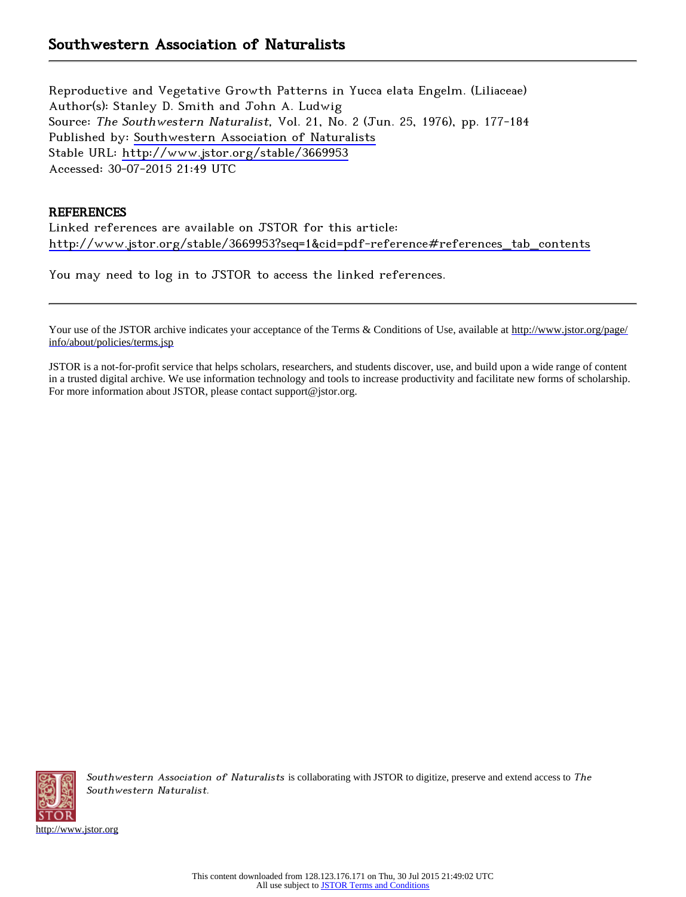# Southwestern Association of Naturalists

Reproductive and Vegetative Growth Patterns in Yucca elata Engelm. (Liliaceae)
Author(s): Stanley D. Smith and John A. Ludwig
Source: *The Southwestern Naturalist*, Vol. 21, No. 2 (Jun. 25, 1976), pp. 177-184
Published by: Southwestern Association of Naturalists
Stable URL: http://www.jstor.org/stable/3669953
Accessed: 30-07-2015 21:49 UTC

## REFERENCES

Linked references are available on JSTOR for this article:
http://www.jstor.org/stable/3669953?seq=1&cid=pdf-reference#references_tab_contents

You may need to log in to JSTOR to access the linked references.

Your use of the JSTOR archive indicates your acceptance of the Terms & Conditions of Use, available at http://www.jstor.org/page/info/about/policies/terms.jsp

JSTOR is a not-for-profit service that helps scholars, researchers, and students discover, use, and build upon a wide range of content in a trusted digital archive. We use information technology and tools to increase productivity and facilitate new forms of scholarship. For more information about JSTOR, please contact support@jstor.org.

*Southwestern Association of Naturalists* is collaborating with JSTOR to digitize, preserve and extend access to *The Southwestern Naturalist.*

http://www.jstor.org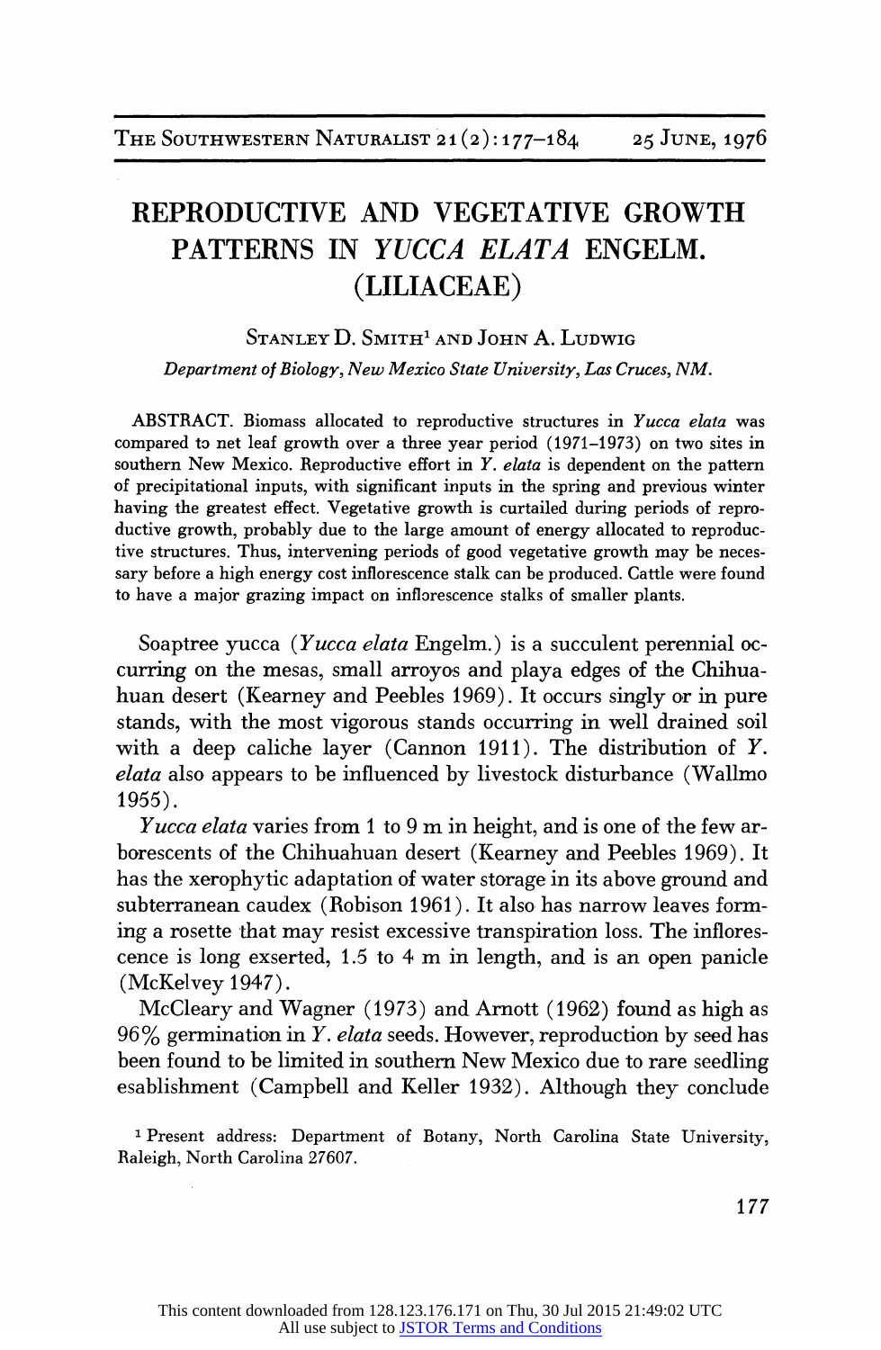# REPRODUCTIVE AND VEGETATIVE GROWTH PATTERNS IN *YUCCA ELATA* ENGELM. (LILIACEAE)

STANLEY D. SMITH[1] AND JOHN A. LUDWIG

*Department of Biology, New Mexico State University, Las Cruces, NM.*

ABSTRACT. Biomass allocated to reproductive structures in *Yucca elata* was compared to net leaf growth over a three year period (1971–1973) on two sites in southern New Mexico. Reproductive effort in *Y. elata* is dependent on the pattern of precipitational inputs, with significant inputs in the spring and previous winter having the greatest effect. Vegetative growth is curtailed during periods of reproductive growth, probably due to the large amount of energy allocated to reproductive structures. Thus, intervening periods of good vegetative growth may be necessary before a high energy cost inflorescence stalk can be produced. Cattle were found to have a major grazing impact on inflorescence stalks of smaller plants.

Soaptree yucca (*Yucca elata* Engelm.) is a succulent perennial occurring on the mesas, small arroyos and playa edges of the Chihuahuan desert (Kearney and Peebles 1969). It occurs singly or in pure stands, with the most vigorous stands occurring in well drained soil with a deep caliche layer (Cannon 1911). The distribution of *Y. elata* also appears to be influenced by livestock disturbance (Wallmo 1955).

*Yucca elata* varies from 1 to 9 m in height, and is one of the few arborescents of the Chihuahuan desert (Kearney and Peebles 1969). It has the xerophytic adaptation of water storage in its above ground and subterranean caudex (Robison 1961). It also has narrow leaves forming a rosette that may resist excessive transpiration loss. The inflorescence is long exserted, 1.5 to 4 m in length, and is an open panicle (McKelvey 1947).

McCleary and Wagner (1973) and Arnott (1962) found as high as 96% germination in *Y. elata* seeds. However, reproduction by seed has been found to be limited in southern New Mexico due to rare seedling esablishment (Campbell and Keller 1932). Although they conclude

[1] Present address: Department of Botany, North Carolina State University, Raleigh, North Carolina 27607.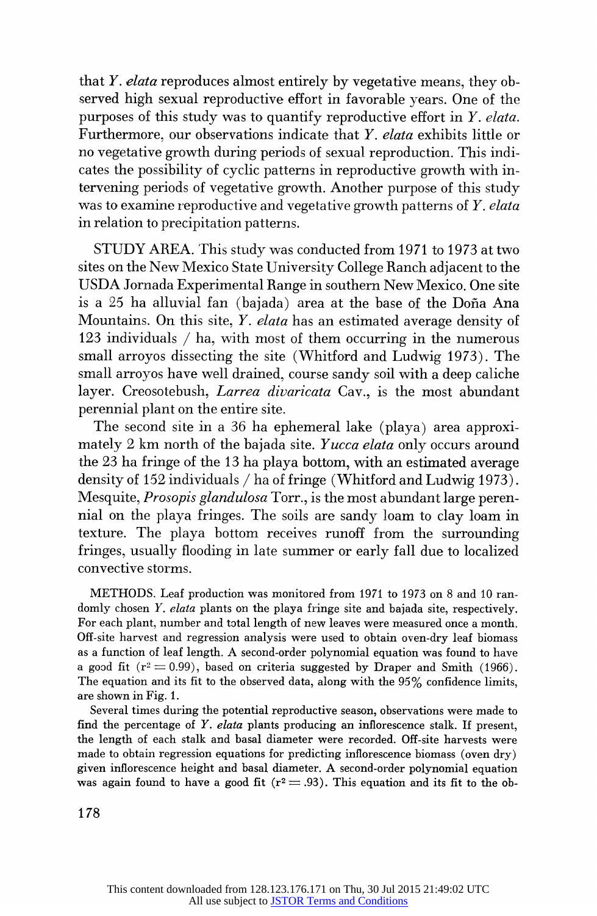that *Y. elata* reproduces almost entirely by vegetative means, they observed high sexual reproductive effort in favorable years. One of the purposes of this study was to quantify reproductive effort in *Y. elata*. Furthermore, our observations indicate that *Y. elata* exhibits little or no vegetative growth during periods of sexual reproduction. This indicates the possibility of cyclic patterns in reproductive growth with intervening periods of vegetative growth. Another purpose of this study was to examine reproductive and vegetative growth patterns of *Y. elata* in relation to precipitation patterns.

STUDY AREA. This study was conducted from 1971 to 1973 at two sites on the New Mexico State University College Ranch adjacent to the USDA Jornada Experimental Range in southern New Mexico. One site is a 25 ha alluvial fan (bajada) area at the base of the Doña Ana Mountains. On this site, *Y. elata* has an estimated average density of 123 individuals / ha, with most of them occurring in the numerous small arroyos dissecting the site (Whitford and Ludwig 1973). The small arroyos have well drained, course sandy soil with a deep caliche layer. Creosotebush, *Larrea divaricata* Cav., is the most abundant perennial plant on the entire site.

The second site in a 36 ha ephemeral lake (playa) area approximately 2 km north of the bajada site. *Yucca elata* only occurs around the 23 ha fringe of the 13 ha playa bottom, with an estimated average density of 152 individuals / ha of fringe (Whitford and Ludwig 1973). Mesquite, *Prosopis glandulosa* Torr., is the most abundant large perennial on the playa fringes. The soils are sandy loam to clay loam in texture. The playa bottom receives runoff from the surrounding fringes, usually flooding in late summer or early fall due to localized convective storms.

METHODS. Leaf production was monitored from 1971 to 1973 on 8 and 10 randomly chosen *Y. elata* plants on the playa fringe site and bajada site, respectively. For each plant, number and total length of new leaves were measured once a month. Off-site harvest and regression analysis were used to obtain oven-dry leaf biomass as a function of leaf length. A second-order polynomial equation was found to have a good fit ($r^2 = 0.99$), based on criteria suggested by Draper and Smith (1966). The equation and its fit to the observed data, along with the 95% confidence limits, are shown in Fig. 1.

Several times during the potential reproductive season, observations were made to find the percentage of *Y. elata* plants producing an inflorescence stalk. If present, the length of each stalk and basal diameter were recorded. Off-site harvests were made to obtain regression equations for predicting inflorescence biomass (oven dry) given inflorescence height and basal diameter. A second-order polynomial equation was again found to have a good fit ($r^2 = .93$). This equation and its fit to the ob-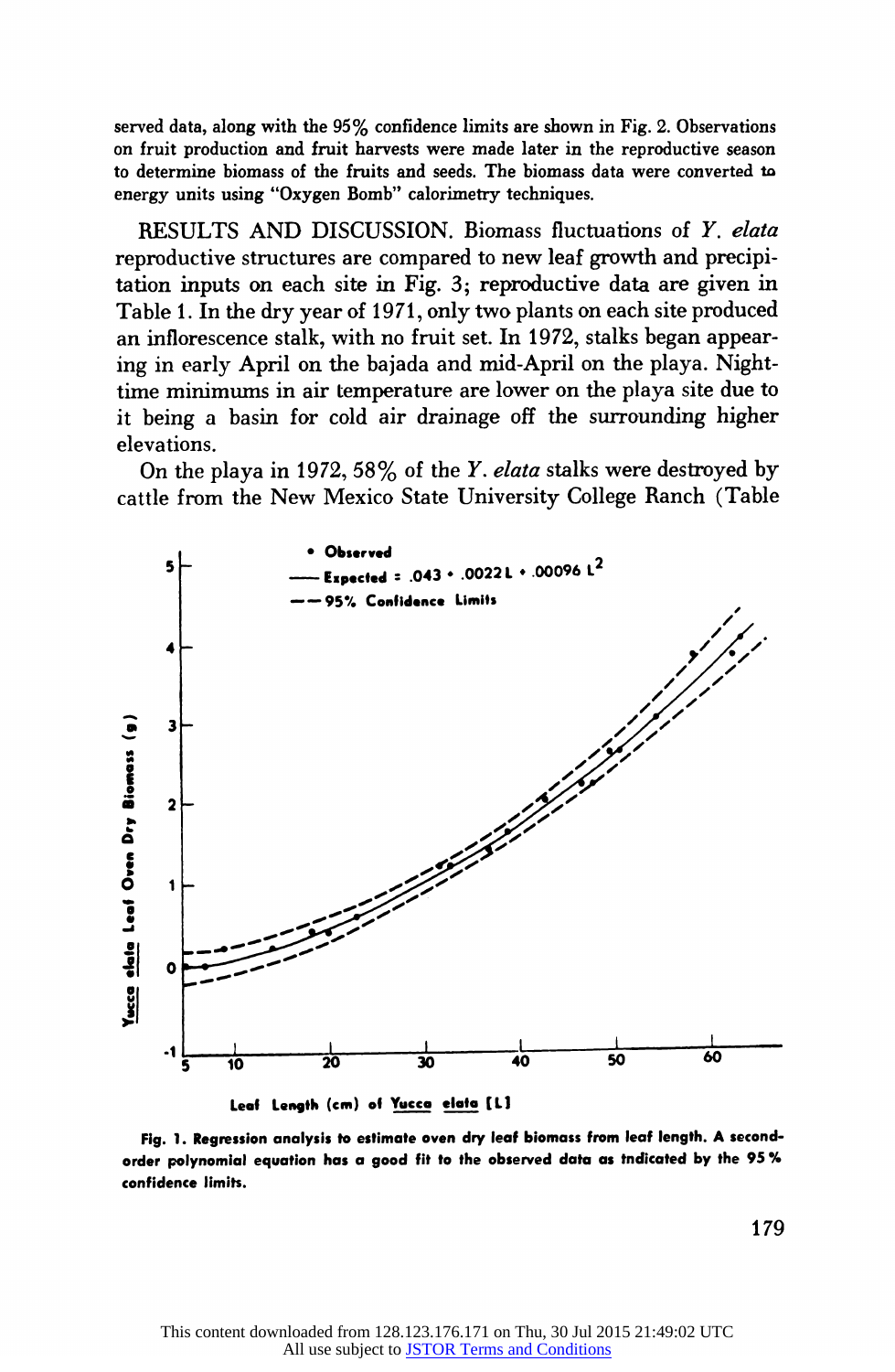served data, along with the 95% confidence limits are shown in Fig. 2. Observations on fruit production and fruit harvests were made later in the reproductive season to determine biomass of the fruits and seeds. The biomass data were converted to energy units using "Oxygen Bomb" calorimetry techniques.

RESULTS AND DISCUSSION. Biomass fluctuations of *Y. elata* reproductive structures are compared to new leaf growth and precipitation inputs on each site in Fig. 3; reproductive data are given in Table 1. In the dry year of 1971, only two plants on each site produced an inflorescence stalk, with no fruit set. In 1972, stalks began appearing in early April on the bajada and mid-April on the playa. Nighttime minimums in air temperature are lower on the playa site due to it being a basin for cold air drainage off the surrounding higher elevations.

On the playa in 1972, 58% of the *Y. elata* stalks were destroyed by cattle from the New Mexico State University College Ranch (Table

**Fig. 1.** Regression analysis to estimate oven dry leaf biomass from leaf length. A second-order polynomial equation has a good fit to the observed data as indicated by the 95% confidence limits.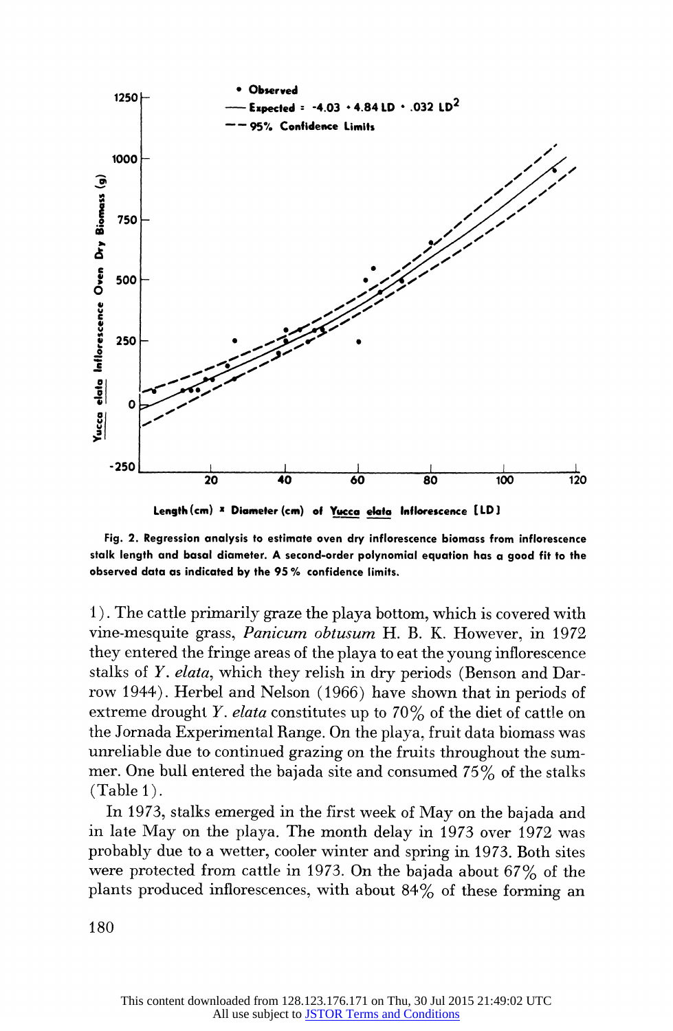Fig. 2. Regression analysis to estimate oven dry inflorescence biomass from inflorescence stalk length and basal diameter. A second-order polynomial equation has a good fit to the observed data as indicated by the 95% confidence limits.

1). The cattle primarily graze the playa bottom, which is covered with vine-mesquite grass, *Panicum obtusum* H. B. K. However, in 1972 they entered the fringe areas of the playa to eat the young inflorescence stalks of *Y. elata*, which they relish in dry periods (Benson and Darrow 1944). Herbel and Nelson (1966) have shown that in periods of extreme drought *Y. elata* constitutes up to 70% of the diet of cattle on the Jornada Experimental Range. On the playa, fruit data biomass was unreliable due to continued grazing on the fruits throughout the summer. One bull entered the bajada site and consumed 75% of the stalks (Table 1).

In 1973, stalks emerged in the first week of May on the bajada and in late May on the playa. The month delay in 1973 over 1972 was probably due to a wetter, cooler winter and spring in 1973. Both sites were protected from cattle in 1973. On the bajada about 67% of the plants produced inflorescences, with about 84% of these forming an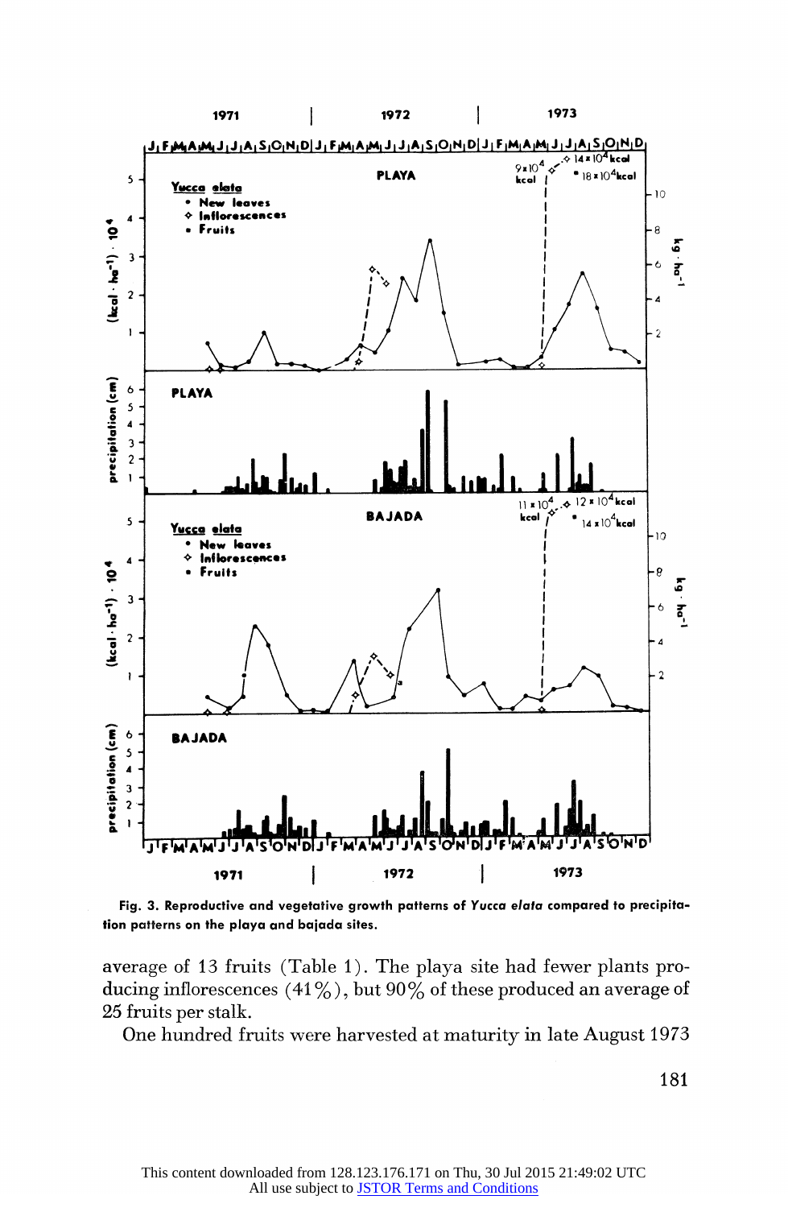Fig. 3. Reproductive and vegetative growth patterns of *Yucca elata* compared to precipitation patterns on the playa and bajada sites.

average of 13 fruits (Table 1). The playa site had fewer plants producing inflorescences (41%), but 90% of these produced an average of 25 fruits per stalk.

One hundred fruits were harvested at maturity in late August 1973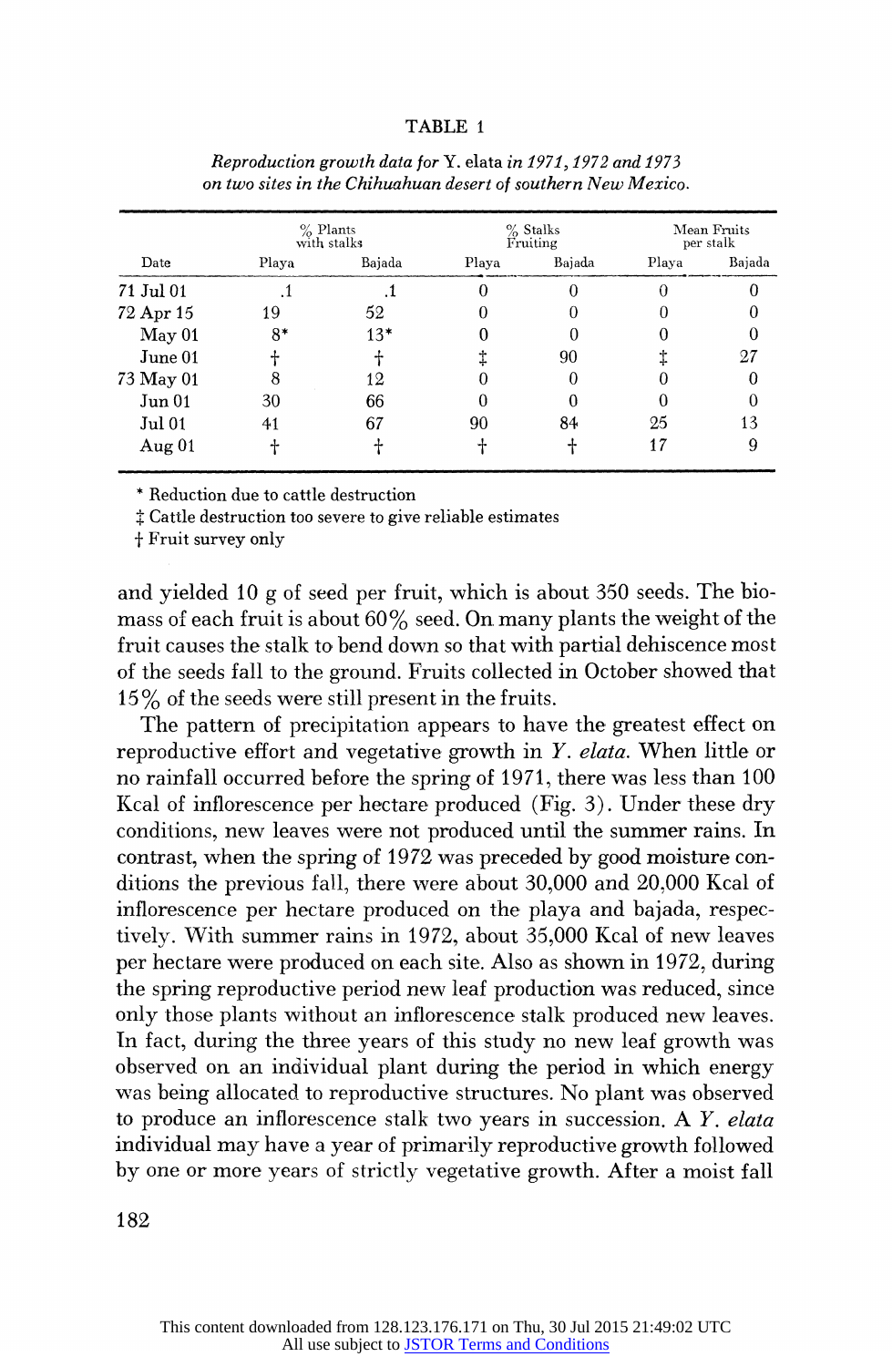TABLE 1

*Reproduction growth data for* Y. elata *in 1971, 1972 and 1973 on two sites in the Chihuahuan desert of southern New Mexico.*

| Date | % Plants with stalks | | % Stalks Fruiting | | Mean Fruits per stalk | |
|---|---|---|---|---|---|---|
| | Playa | Bajada | Playa | Bajada | Playa | Bajada |
| 71 Jul 01 | .1 | .1 | 0 | 0 | 0 | 0 |
| 72 Apr 15 | 19 | 52 | 0 | 0 | 0 | 0 |
| May 01 | 8* | 13* | 0 | 0 | 0 | 0 |
| June 01 | † | † | ‡ | 90 | ‡ | 27 |
| 73 May 01 | 8 | 12 | 0 | 0 | 0 | 0 |
| Jun 01 | 30 | 66 | 0 | 0 | 0 | 0 |
| Jul 01 | 41 | 67 | 90 | 84 | 25 | 13 |
| Aug 01 | † | † | † | † | 17 | 9 |

\* Reduction due to cattle destruction
‡ Cattle destruction too severe to give reliable estimates
† Fruit survey only

and yielded 10 g of seed per fruit, which is about 350 seeds. The biomass of each fruit is about 60% seed. On many plants the weight of the fruit causes the stalk to bend down so that with partial dehiscence most of the seeds fall to the ground. Fruits collected in October showed that 15% of the seeds were still present in the fruits.

The pattern of precipitation appears to have the greatest effect on reproductive effort and vegetative growth in *Y. elata*. When little or no rainfall occurred before the spring of 1971, there was less than 100 Kcal of inflorescence per hectare produced (Fig. 3). Under these dry conditions, new leaves were not produced until the summer rains. In contrast, when the spring of 1972 was preceded by good moisture conditions the previous fall, there were about 30,000 and 20,000 Kcal of inflorescence per hectare produced on the playa and bajada, respectively. With summer rains in 1972, about 35,000 Kcal of new leaves per hectare were produced on each site. Also as shown in 1972, during the spring reproductive period new leaf production was reduced, since only those plants without an inflorescence stalk produced new leaves. In fact, during the three years of this study no new leaf growth was observed on an individual plant during the period in which energy was being allocated to reproductive structures. No plant was observed to produce an inflorescence stalk two years in succession. A *Y. elata* individual may have a year of primarily reproductive growth followed by one or more years of strictly vegetative growth. After a moist fall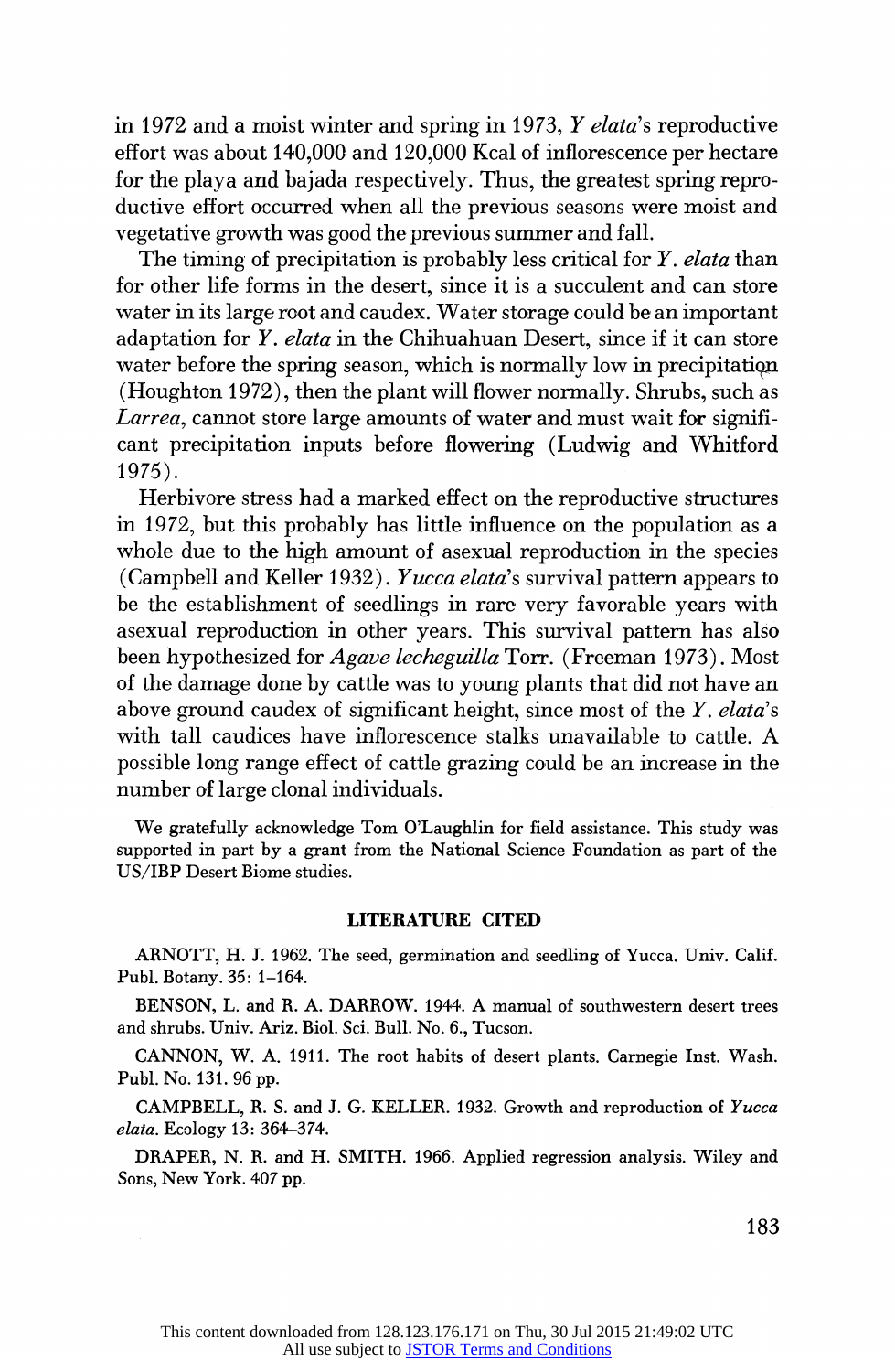in 1972 and a moist winter and spring in 1973, *Y elata*'s reproductive effort was about 140,000 and 120,000 Kcal of inflorescence per hectare for the playa and bajada respectively. Thus, the greatest spring reproductive effort occurred when all the previous seasons were moist and vegetative growth was good the previous summer and fall.

The timing of precipitation is probably less critical for *Y. elata* than for other life forms in the desert, since it is a succulent and can store water in its large root and caudex. Water storage could be an important adaptation for *Y. elata* in the Chihuahuan Desert, since if it can store water before the spring season, which is normally low in precipitation (Houghton 1972), then the plant will flower normally. Shrubs, such as *Larrea*, cannot store large amounts of water and must wait for significant precipitation inputs before flowering (Ludwig and Whitford 1975).

Herbivore stress had a marked effect on the reproductive structures in 1972, but this probably has little influence on the population as a whole due to the high amount of asexual reproduction in the species (Campbell and Keller 1932). *Yucca elata*'s survival pattern appears to be the establishment of seedlings in rare very favorable years with asexual reproduction in other years. This survival pattern has also been hypothesized for *Agave lecheguilla* Torr. (Freeman 1973). Most of the damage done by cattle was to young plants that did not have an above ground caudex of significant height, since most of the *Y. elata*'s with tall caudices have inflorescence stalks unavailable to cattle. A possible long range effect of cattle grazing could be an increase in the number of large clonal individuals.

We gratefully acknowledge Tom O'Laughlin for field assistance. This study was supported in part by a grant from the National Science Foundation as part of the US/IBP Desert Biome studies.

## LITERATURE CITED

ARNOTT, H. J. 1962. The seed, germination and seedling of Yucca. Univ. Calif. Publ. Botany. 35: 1–164.

BENSON, L. and R. A. DARROW. 1944. A manual of southwestern desert trees and shrubs. Univ. Ariz. Biol. Sci. Bull. No. 6., Tucson.

CANNON, W. A. 1911. The root habits of desert plants. Carnegie Inst. Wash. Publ. No. 131. 96 pp.

CAMPBELL, R. S. and J. G. KELLER. 1932. Growth and reproduction of *Yucca elata*. Ecology 13: 364–374.

DRAPER, N. R. and H. SMITH. 1966. Applied regression analysis. Wiley and Sons, New York. 407 pp.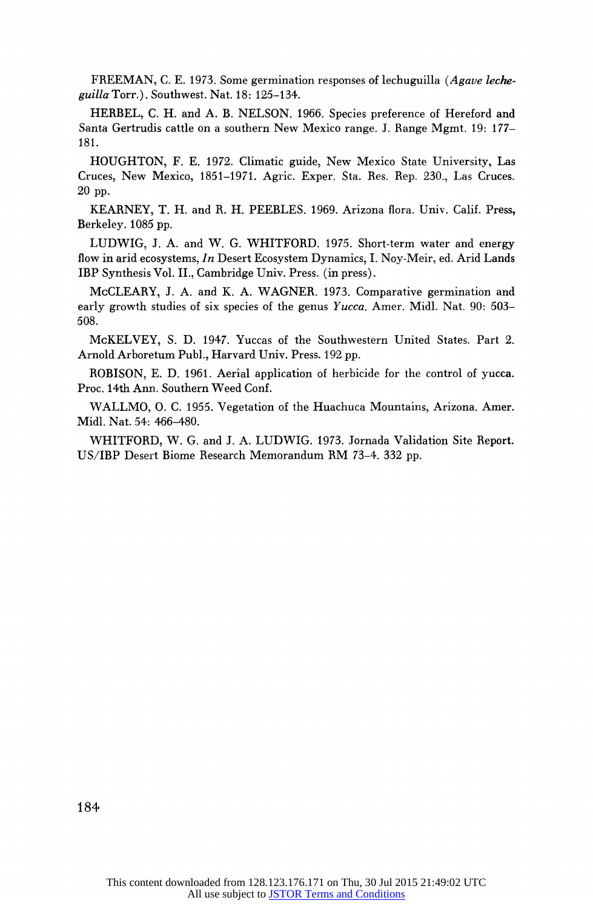FREEMAN, C. E. 1973. Some germination responses of lechuguilla (*Agave lechequilla* Torr.). Southwest. Nat. 18: 125–134.

HERBEL, C. H. and A. B. NELSON. 1966. Species preference of Hereford and Santa Gertrudis cattle on a southern New Mexico range. J. Range Mgmt. 19: 177–181.

HOUGHTON, F. E. 1972. Climatic guide, New Mexico State University, Las Cruces, New Mexico, 1851–1971. Agric. Exper. Sta. Res. Rep. 230., Las Cruces. 20 pp.

KEARNEY, T. H. and R. H. PEEBLES. 1969. Arizona flora. Univ. Calif. Press, Berkeley. 1085 pp.

LUDWIG, J. A. and W. G. WHITFORD. 1975. Short-term water and energy flow in arid ecosystems, *In* Desert Ecosystem Dynamics, I. Noy-Meir, ed. Arid Lands IBP Synthesis Vol. II., Cambridge Univ. Press. (in press).

McCLEARY, J. A. and K. A. WAGNER. 1973. Comparative germination and early growth studies of six species of the genus *Yucca*. Amer. Midl. Nat. 90: 503–508.

McKELVEY, S. D. 1947. Yuccas of the Southwestern United States. Part 2. Arnold Arboretum Publ., Harvard Univ. Press. 192 pp.

ROBISON, E. D. 1961. Aerial application of herbicide for the control of yucca. Proc. 14th Ann. Southern Weed Conf.

WALLMO, O. C. 1955. Vegetation of the Huachuca Mountains, Arizona. Amer. Midl. Nat. 54: 466–480.

WHITFORD, W. G. and J. A. LUDWIG. 1973. Jornada Validation Site Report. US/IBP Desert Biome Research Memorandum RM 73–4. 332 pp.